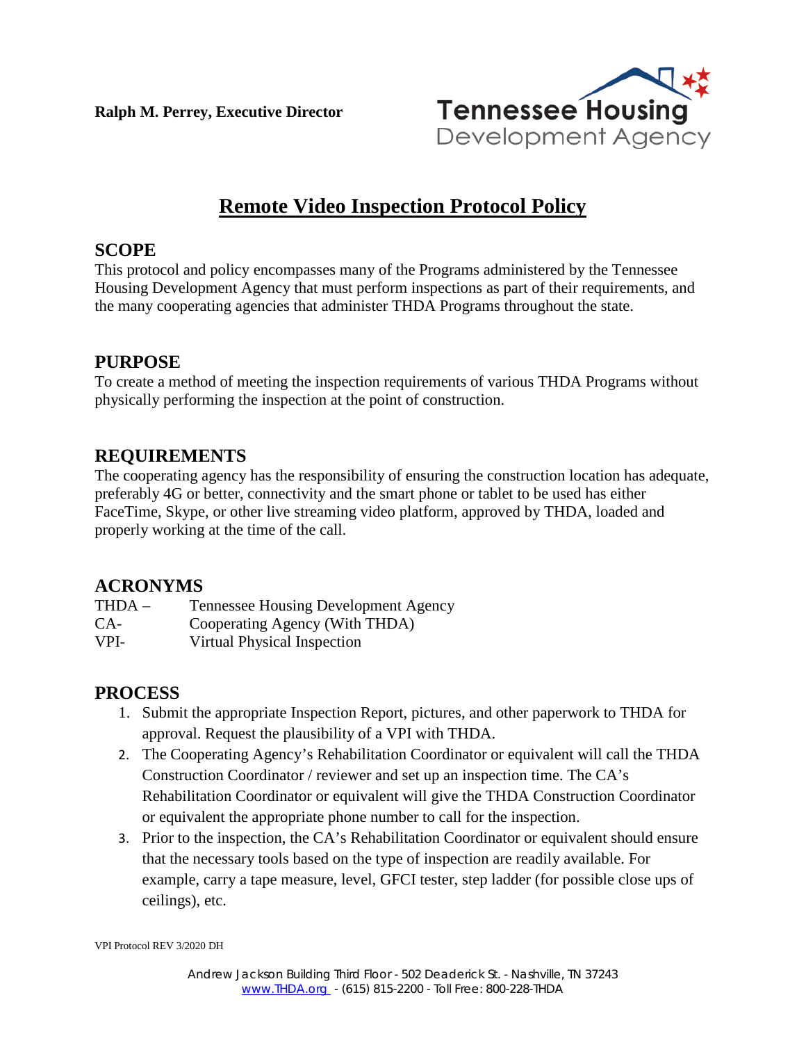**Ralph M. Perrey, Executive Director**

Tennessee Housing Development Agency

# Remote Video Inspection Protocol Policy

## SCOPE

This protocol and policy encompasses many of the Programs administered by the Tennessee Housing Development Agency that must perform inspections as part of their requirements, and the many cooperating agencies that administer THDA Programs throughout the state.

## PURPOSE

To create a method of meeting the inspection requirements of various THDA Programs without physically performing the inspection at the point of construction.

## REQUIREMENTS

The cooperating agency has the responsibility of ensuring the construction location has adequate, preferably 4G or better, connectivity and the smart phone or tablet to be used has either FaceTime, Skype, or other live streaming video platform, approved by THDA, loaded and properly working at the time of the call.

## ACRONYMS

| | |
|---|---|
| THDA – | Tennessee Housing Development Agency |
| CA- | Cooperating Agency (With THDA) |
| VPI- | Virtual Physical Inspection |

## PROCESS

1. Submit the appropriate Inspection Report, pictures, and other paperwork to THDA for approval. Request the plausibility of a VPI with THDA.
2. The Cooperating Agency's Rehabilitation Coordinator or equivalent will call the THDA Construction Coordinator / reviewer and set up an inspection time. The CA's Rehabilitation Coordinator or equivalent will give the THDA Construction Coordinator or equivalent the appropriate phone number to call for the inspection.
3. Prior to the inspection, the CA's Rehabilitation Coordinator or equivalent should ensure that the necessary tools based on the type of inspection are readily available. For example, carry a tape measure, level, GFCI tester, step ladder (for possible close ups of ceilings), etc.

VPI Protocol REV 3/2020 DH

Andrew Jackson Building Third Floor - 502 Deaderick St. - Nashville, TN 37243
www.THDA.org - (615) 815-2200 - Toll Free: 800-228-THDA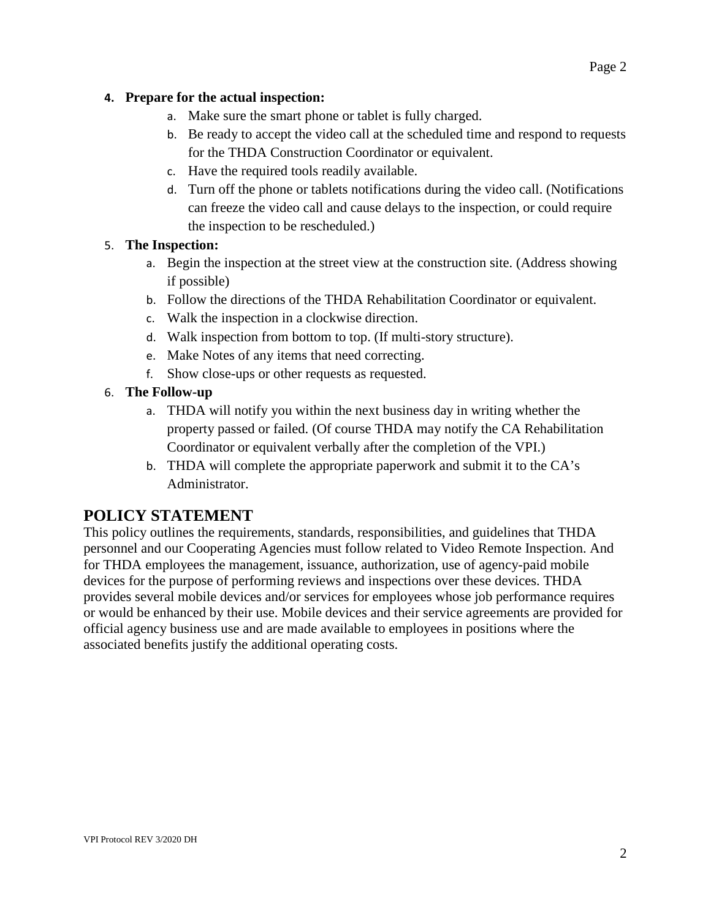4. **Prepare for the actual inspection:**
    a. Make sure the smart phone or tablet is fully charged.
    b. Be ready to accept the video call at the scheduled time and respond to requests for the THDA Construction Coordinator or equivalent.
    c. Have the required tools readily available.
    d. Turn off the phone or tablets notifications during the video call. (Notifications can freeze the video call and cause delays to the inspection, or could require the inspection to be rescheduled.)
5. **The Inspection:**
    a. Begin the inspection at the street view at the construction site. (Address showing if possible)
    b. Follow the directions of the THDA Rehabilitation Coordinator or equivalent.
    c. Walk the inspection in a clockwise direction.
    d. Walk inspection from bottom to top. (If multi-story structure).
    e. Make Notes of any items that need correcting.
    f. Show close-ups or other requests as requested.
6. **The Follow-up**
    a. THDA will notify you within the next business day in writing whether the property passed or failed. (Of course THDA may notify the CA Rehabilitation Coordinator or equivalent verbally after the completion of the VPI.)
    b. THDA will complete the appropriate paperwork and submit it to the CA's Administrator.

## POLICY STATEMENT

This policy outlines the requirements, standards, responsibilities, and guidelines that THDA personnel and our Cooperating Agencies must follow related to Video Remote Inspection. And for THDA employees the management, issuance, authorization, use of agency-paid mobile devices for the purpose of performing reviews and inspections over these devices. THDA provides several mobile devices and/or services for employees whose job performance requires or would be enhanced by their use. Mobile devices and their service agreements are provided for official agency business use and are made available to employees in positions where the associated benefits justify the additional operating costs.